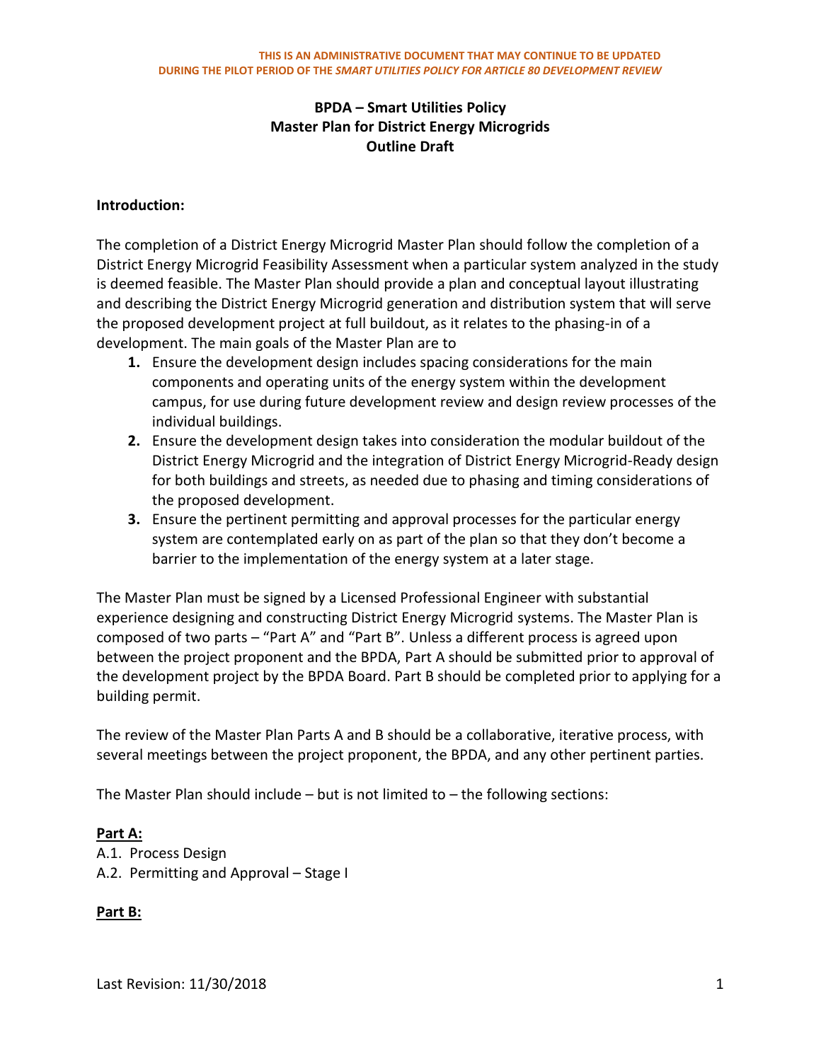**THIS IS AN ADMINISTRATIVE DOCUMENT THAT MAY CONTINUE TO BE UPDATED DURING THE PILOT PERIOD OF THE *SMART UTILITIES POLICY FOR ARTICLE 80 DEVELOPMENT REVIEW***

# BPDA – Smart Utilities Policy
# Master Plan for District Energy Microgrids
# Outline Draft

**Introduction:**

The completion of a District Energy Microgrid Master Plan should follow the completion of a District Energy Microgrid Feasibility Assessment when a particular system analyzed in the study is deemed feasible. The Master Plan should provide a plan and conceptual layout illustrating and describing the District Energy Microgrid generation and distribution system that will serve the proposed development project at full buildout, as it relates to the phasing-in of a development. The main goals of the Master Plan are to

1. Ensure the development design includes spacing considerations for the main components and operating units of the energy system within the development campus, for use during future development review and design review processes of the individual buildings.
2. Ensure the development design takes into consideration the modular buildout of the District Energy Microgrid and the integration of District Energy Microgrid-Ready design for both buildings and streets, as needed due to phasing and timing considerations of the proposed development.
3. Ensure the pertinent permitting and approval processes for the particular energy system are contemplated early on as part of the plan so that they don't become a barrier to the implementation of the energy system at a later stage.

The Master Plan must be signed by a Licensed Professional Engineer with substantial experience designing and constructing District Energy Microgrid systems. The Master Plan is composed of two parts – "Part A" and "Part B". Unless a different process is agreed upon between the project proponent and the BPDA, Part A should be submitted prior to approval of the development project by the BPDA Board. Part B should be completed prior to applying for a building permit.

The review of the Master Plan Parts A and B should be a collaborative, iterative process, with several meetings between the project proponent, the BPDA, and any other pertinent parties.

The Master Plan should include – but is not limited to – the following sections:

**Part A:**

A.1. Process Design

A.2. Permitting and Approval – Stage I

**Part B:**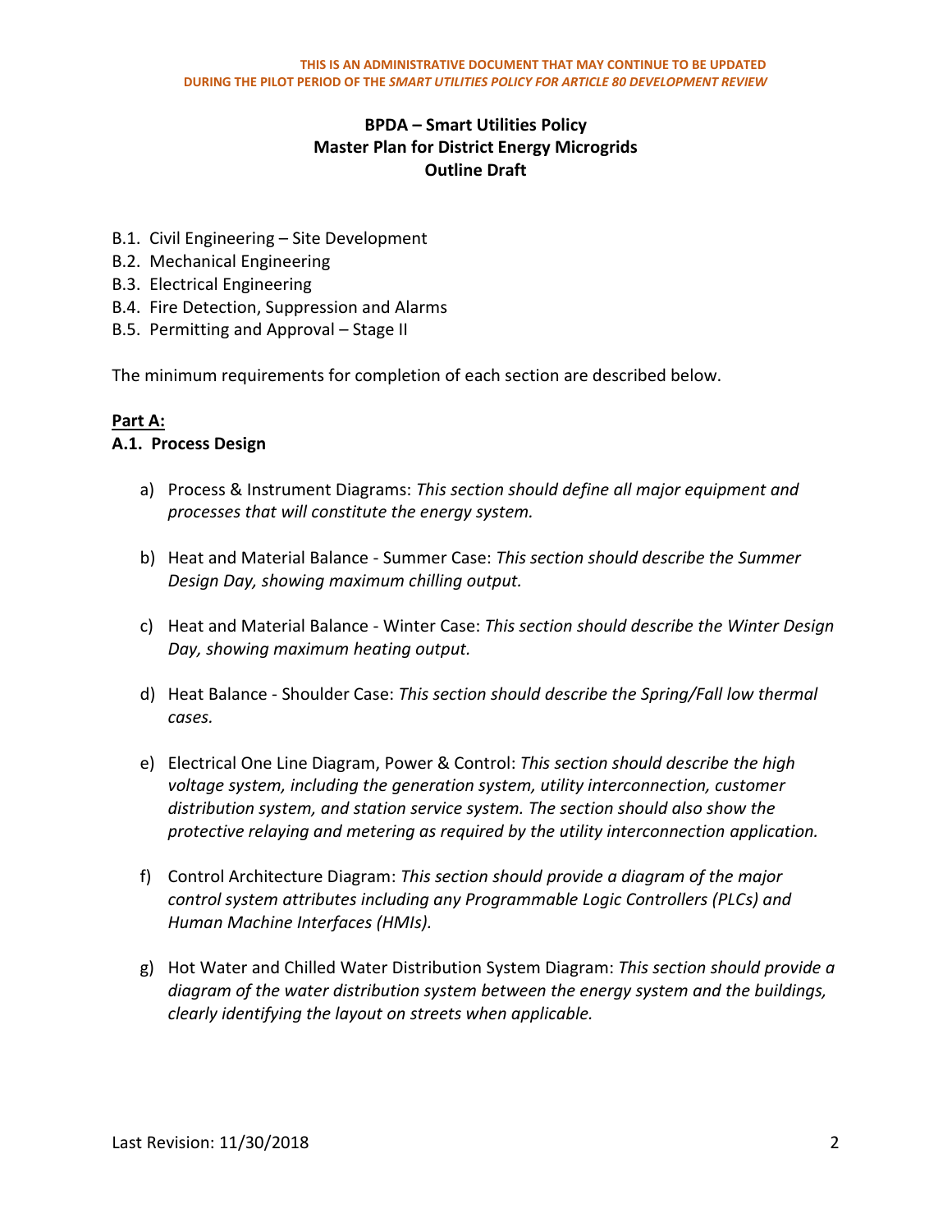- B.1. Civil Engineering – Site Development
- B.2. Mechanical Engineering
- B.3. Electrical Engineering
- B.4. Fire Detection, Suppression and Alarms
- B.5. Permitting and Approval – Stage II

The minimum requirements for completion of each section are described below.

**Part A:**

**A.1. Process Design**

a) Process & Instrument Diagrams: *This section should define all major equipment and processes that will constitute the energy system.*

b) Heat and Material Balance - Summer Case: *This section should describe the Summer Design Day, showing maximum chilling output.*

c) Heat and Material Balance - Winter Case: *This section should describe the Winter Design Day, showing maximum heating output.*

d) Heat Balance - Shoulder Case: *This section should describe the Spring/Fall low thermal cases.*

e) Electrical One Line Diagram, Power & Control: *This section should describe the high voltage system, including the generation system, utility interconnection, customer distribution system, and station service system. The section should also show the protective relaying and metering as required by the utility interconnection application.*

f) Control Architecture Diagram: *This section should provide a diagram of the major control system attributes including any Programmable Logic Controllers (PLCs) and Human Machine Interfaces (HMIs).*

g) Hot Water and Chilled Water Distribution System Diagram: *This section should provide a diagram of the water distribution system between the energy system and the buildings, clearly identifying the layout on streets when applicable.*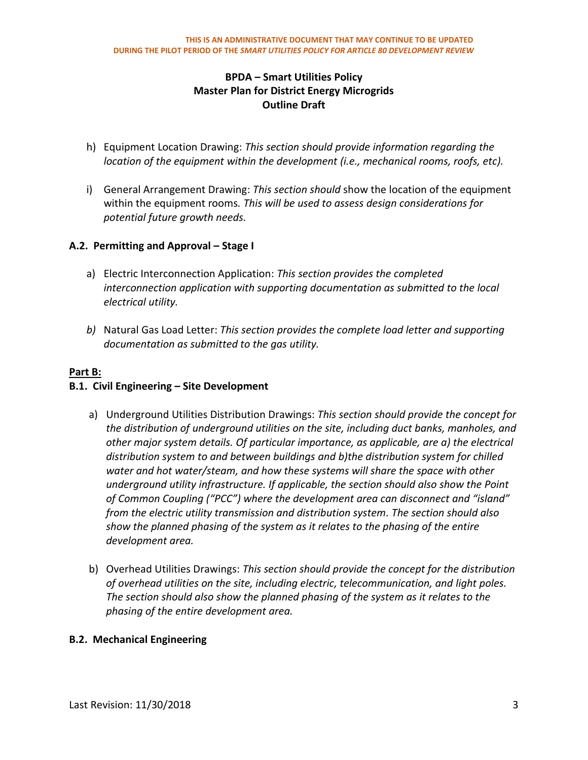- h) Equipment Location Drawing: *This section should provide information regarding the location of the equipment within the development (i.e., mechanical rooms, roofs, etc).*

- i) General Arrangement Drawing: *This section should* show the location of the equipment within the equipment rooms*. This will be used to assess design considerations for potential future growth needs.*

### A.2. Permitting and Approval – Stage I

- a) Electric Interconnection Application: *This section provides the completed interconnection application with supporting documentation as submitted to the local electrical utility.*

- *b)* Natural Gas Load Letter: *This section provides the complete load letter and supporting documentation as submitted to the gas utility.*

## <u>Part B:</u>

### B.1. Civil Engineering – Site Development

- a) Underground Utilities Distribution Drawings: *This section should provide the concept for the distribution of underground utilities on the site, including duct banks, manholes, and other major system details. Of particular importance, as applicable, are a) the electrical distribution system to and between buildings and b)the distribution system for chilled water and hot water/steam, and how these systems will share the space with other underground utility infrastructure. If applicable, the section should also show the Point of Common Coupling ("PCC") where the development area can disconnect and "island" from the electric utility transmission and distribution system. The section should also show the planned phasing of the system as it relates to the phasing of the entire development area.*

- b) Overhead Utilities Drawings: *This section should provide the concept for the distribution of overhead utilities on the site, including electric, telecommunication, and light poles. The section should also show the planned phasing of the system as it relates to the phasing of the entire development area.*

### B.2. Mechanical Engineering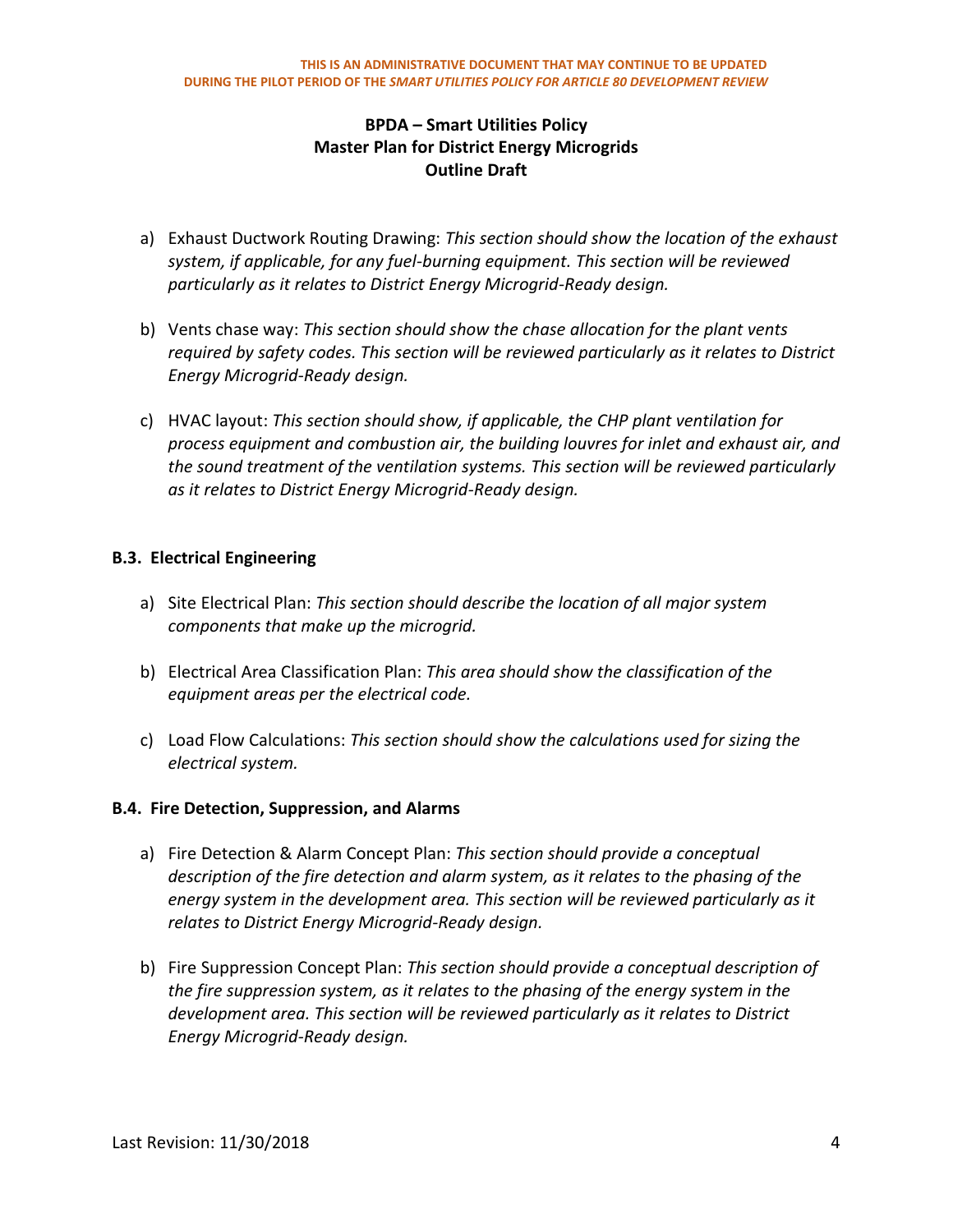- a) Exhaust Ductwork Routing Drawing: *This section should show the location of the exhaust system, if applicable, for any fuel-burning equipment. This section will be reviewed particularly as it relates to District Energy Microgrid-Ready design.*

- b) Vents chase way: *This section should show the chase allocation for the plant vents required by safety codes. This section will be reviewed particularly as it relates to District Energy Microgrid-Ready design.*

- c) HVAC layout: *This section should show, if applicable, the CHP plant ventilation for process equipment and combustion air, the building louvres for inlet and exhaust air, and the sound treatment of the ventilation systems. This section will be reviewed particularly as it relates to District Energy Microgrid-Ready design.*

### B.3. Electrical Engineering

- a) Site Electrical Plan: *This section should describe the location of all major system components that make up the microgrid.*

- b) Electrical Area Classification Plan: *This area should show the classification of the equipment areas per the electrical code.*

- c) Load Flow Calculations: *This section should show the calculations used for sizing the electrical system.*

### B.4. Fire Detection, Suppression, and Alarms

- a) Fire Detection & Alarm Concept Plan: *This section should provide a conceptual description of the fire detection and alarm system, as it relates to the phasing of the energy system in the development area. This section will be reviewed particularly as it relates to District Energy Microgrid-Ready design.*

- b) Fire Suppression Concept Plan: *This section should provide a conceptual description of the fire suppression system, as it relates to the phasing of the energy system in the development area. This section will be reviewed particularly as it relates to District Energy Microgrid-Ready design.*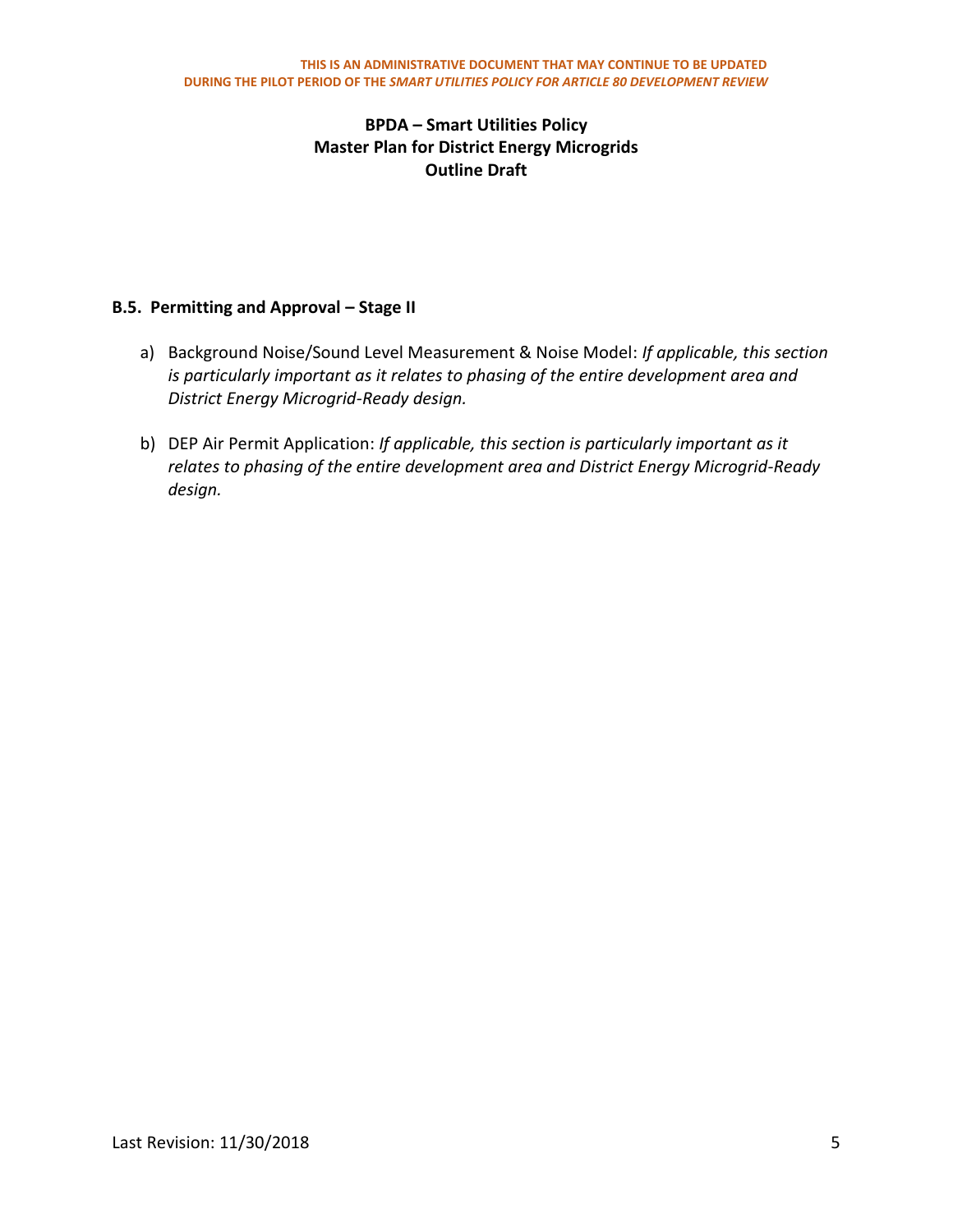## B.5. Permitting and Approval – Stage II

a) Background Noise/Sound Level Measurement & Noise Model: *If applicable, this section is particularly important as it relates to phasing of the entire development area and District Energy Microgrid-Ready design.*

b) DEP Air Permit Application: *If applicable, this section is particularly important as it relates to phasing of the entire development area and District Energy Microgrid-Ready design.*